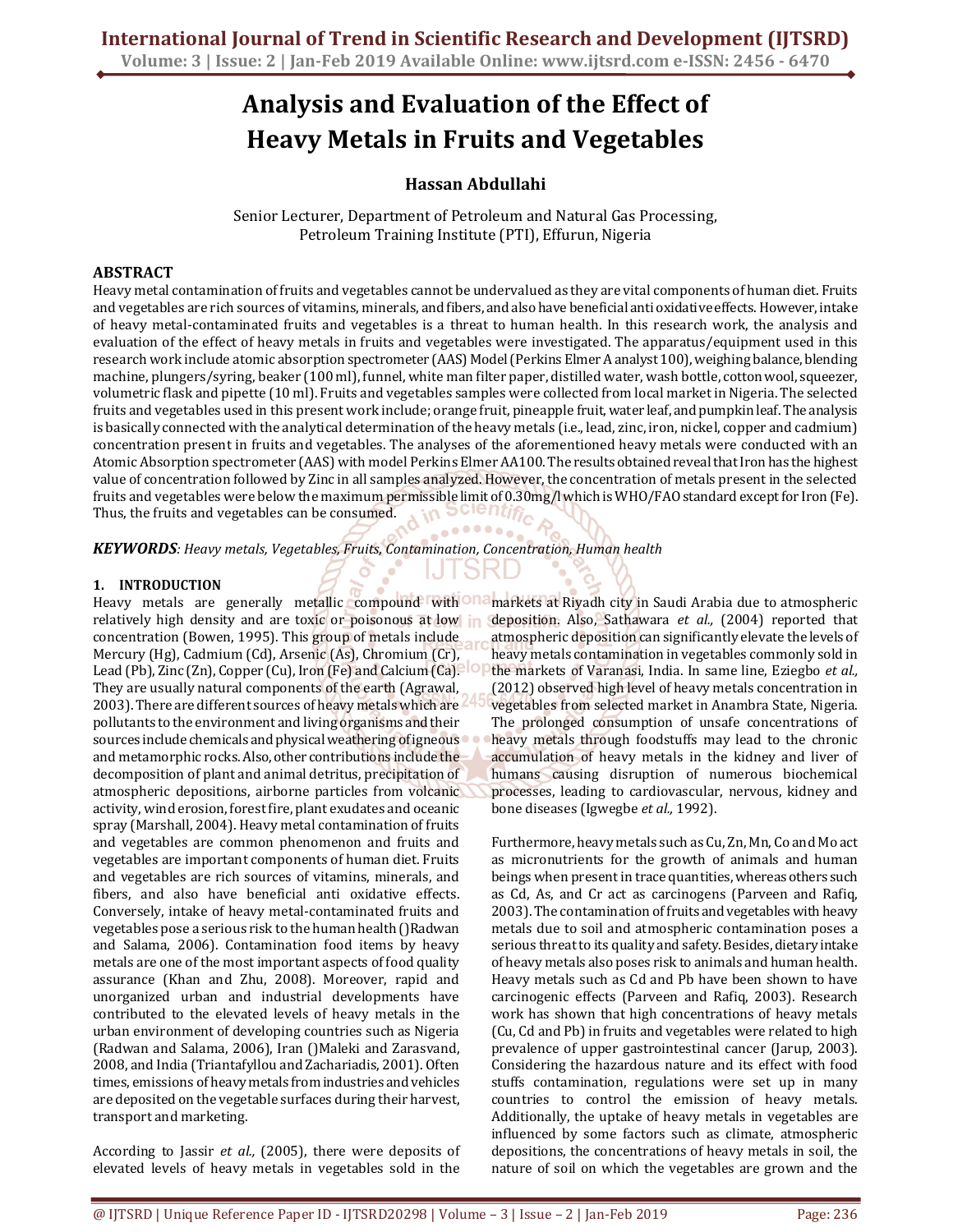# Analysis and Evaluation of the Effect of Heavy Metals in Fruits and Vegetables

**Hassan Abdullahi**

Senior Lecturer, Department of Petroleum and Natural Gas Processing, Petroleum Training Institute (PTI), Effurun, Nigeria

## ABSTRACT

Heavy metal contamination of fruits and vegetables cannot be undervalued as they are vital components of human diet. Fruits and vegetables are rich sources of vitamins, minerals, and fibers, and also have beneficial anti oxidative effects. However, intake of heavy metal-contaminated fruits and vegetables is a threat to human health. In this research work, the analysis and evaluation of the effect of heavy metals in fruits and vegetables were investigated. The apparatus/equipment used in this research work include atomic absorption spectrometer (AAS) Model (Perkins Elmer A analyst 100), weighing balance, blending machine, plungers/syring, beaker (100 ml), funnel, white man filter paper, distilled water, wash bottle, cotton wool, squeezer, volumetric flask and pipette (10 ml). Fruits and vegetables samples were collected from local market in Nigeria. The selected fruits and vegetables used in this present work include; orange fruit, pineapple fruit, water leaf, and pumpkin leaf. The analysis is basically connected with the analytical determination of the heavy metals (i.e., lead, zinc, iron, nickel, copper and cadmium) concentration present in fruits and vegetables. The analyses of the aforementioned heavy metals were conducted with an Atomic Absorption spectrometer (AAS) with model Perkins Elmer AA100. The results obtained reveal that Iron has the highest value of concentration followed by Zinc in all samples analyzed. However, the concentration of metals present in the selected fruits and vegetables were below the maximum permissible limit of 0.30mg/l which is WHO/FAO standard except for Iron (Fe). Thus, the fruits and vegetables can be consumed.

***KEYWORDS**: Heavy metals, Vegetables, Fruits, Contamination, Concentration, Human health*

## 1. INTRODUCTION

Heavy metals are generally metallic compound with relatively high density and are toxic or poisonous at low concentration (Bowen, 1995). This group of metals include Mercury (Hg), Cadmium (Cd), Arsenic (As), Chromium (Cr), Lead (Pb), Zinc (Zn), Copper (Cu), Iron (Fe) and Calcium (Ca). They are usually natural components of the earth (Agrawal, 2003). There are different sources of heavy metals which are pollutants to the environment and living organisms and their sources include chemicals and physical weathering of igneous and metamorphic rocks. Also, other contributions include the decomposition of plant and animal detritus, precipitation of atmospheric depositions, airborne particles from volcanic activity, wind erosion, forest fire, plant exudates and oceanic spray (Marshall, 2004). Heavy metal contamination of fruits and vegetables are common phenomenon and fruits and vegetables are important components of human diet. Fruits and vegetables are rich sources of vitamins, minerals, and fibers, and also have beneficial anti oxidative effects. Conversely, intake of heavy metal-contaminated fruits and vegetables pose a serious risk to the human health ()Radwan and Salama, 2006). Contamination food items by heavy metals are one of the most important aspects of food quality assurance (Khan and Zhu, 2008). Moreover, rapid and unorganized urban and industrial developments have contributed to the elevated levels of heavy metals in the urban environment of developing countries such as Nigeria (Radwan and Salama, 2006), Iran ()Maleki and Zarasvand, 2008, and India (Triantafyllou and Zachariadis, 2001). Often times, emissions of heavy metals from industries and vehicles are deposited on the vegetable surfaces during their harvest, transport and marketing.

According to Jassir *et al.,* (2005), there were deposits of elevated levels of heavy metals in vegetables sold in the markets at Riyadh city in Saudi Arabia due to atmospheric deposition. Also, Sathawara *et al.,* (2004) reported that atmospheric deposition can significantly elevate the levels of heavy metals contamination in vegetables commonly sold in the markets of Varanasi, India. In same line, Eziegbo *et al.,* (2012) observed high level of heavy metals concentration in vegetables from selected market in Anambra State, Nigeria. The prolonged consumption of unsafe concentrations of heavy metals through foodstuffs may lead to the chronic accumulation of heavy metals in the kidney and liver of humans causing disruption of numerous biochemical processes, leading to cardiovascular, nervous, kidney and bone diseases (Igwegbe *et al.,* 1992).

Furthermore, heavy metals such as Cu, Zn, Mn, Co and Mo act as micronutrients for the growth of animals and human beings when present in trace quantities, whereas others such as Cd, As, and Cr act as carcinogens (Parveen and Rafiq, 2003). The contamination of fruits and vegetables with heavy metals due to soil and atmospheric contamination poses a serious threat to its quality and safety. Besides, dietary intake of heavy metals also poses risk to animals and human health. Heavy metals such as Cd and Pb have been shown to have carcinogenic effects (Parveen and Rafiq, 2003). Research work has shown that high concentrations of heavy metals (Cu, Cd and Pb) in fruits and vegetables were related to high prevalence of upper gastrointestinal cancer (Jarup, 2003). Considering the hazardous nature and its effect with food stuffs contamination, regulations were set up in many countries to control the emission of heavy metals. Additionally, the uptake of heavy metals in vegetables are influenced by some factors such as climate, atmospheric depositions, the concentrations of heavy metals in soil, the nature of soil on which the vegetables are grown and the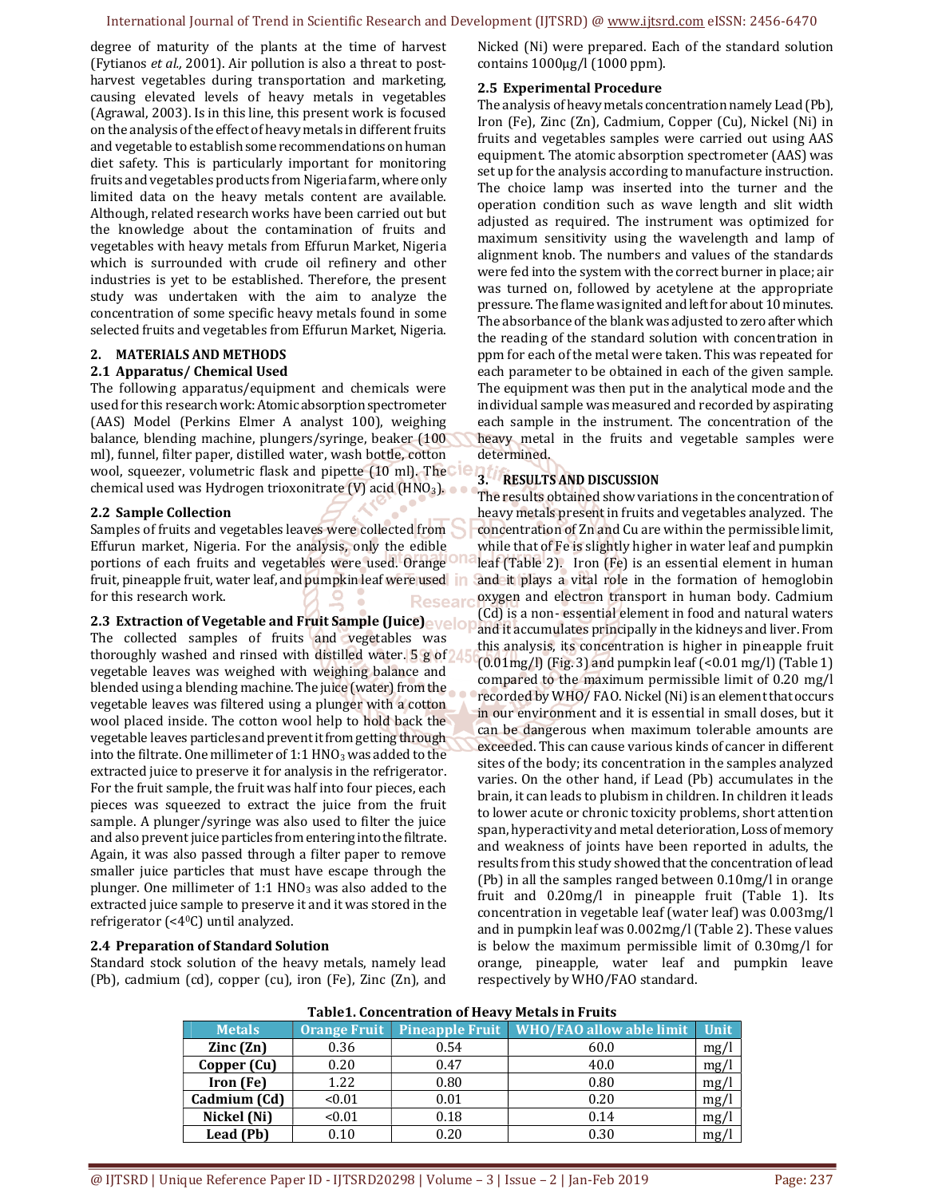degree of maturity of the plants at the time of harvest (Fytianos *et al.,* 2001). Air pollution is also a threat to post-harvest vegetables during transportation and marketing, causing elevated levels of heavy metals in vegetables (Agrawal, 2003). Is in this line, this present work is focused on the analysis of the effect of heavy metals in different fruits and vegetable to establish some recommendations on human diet safety. This is particularly important for monitoring fruits and vegetables products from Nigeria farm, where only limited data on the heavy metals content are available. Although, related research works have been carried out but the knowledge about the contamination of fruits and vegetables with heavy metals from Effurun Market, Nigeria which is surrounded with crude oil refinery and other industries is yet to be established. Therefore, the present study was undertaken with the aim to analyze the concentration of some specific heavy metals found in some selected fruits and vegetables from Effurun Market, Nigeria.

## 2. MATERIALS AND METHODS

### 2.1 Apparatus/ Chemical Used

The following apparatus/equipment and chemicals were used for this research work: Atomic absorption spectrometer (AAS) Model (Perkins Elmer A analyst 100), weighing balance, blending machine, plungers/syringe, beaker (100 ml), funnel, filter paper, distilled water, wash bottle, cotton wool, squeezer, volumetric flask and pipette (10 ml). The chemical used was Hydrogen trioxonitrate (V) acid ($HNO_3$).

### 2.2 Sample Collection

Samples of fruits and vegetables leaves were collected from Effurun market, Nigeria. For the analysis, only the edible portions of each fruits and vegetables were used. Orange fruit, pineapple fruit, water leaf, and pumpkin leaf were used for this research work.

### 2.3 Extraction of Vegetable and Fruit Sample (Juice)

The collected samples of fruits and vegetables was thoroughly washed and rinsed with distilled water. 5 g of vegetable leaves was weighed with weighing balance and blended using a blending machine. The juice (water) from the vegetable leaves was filtered using a plunger with a cotton wool placed inside. The cotton wool help to hold back the vegetable leaves particles and prevent it from getting through into the filtrate. One millimeter of 1:1 $HNO_3$ was added to the extracted juice to preserve it for analysis in the refrigerator. For the fruit sample, the fruit was half into four pieces, each pieces was squeezed to extract the juice from the fruit sample. A plunger/syringe was also used to filter the juice and also prevent juice particles from entering into the filtrate. Again, it was also passed through a filter paper to remove smaller juice particles that must have escape through the plunger. One millimeter of 1:1 $HNO_3$ was also added to the extracted juice sample to preserve it and it was stored in the refrigerator (<4$^0$C) until analyzed.

### 2.4 Preparation of Standard Solution

Standard stock solution of the heavy metals, namely lead (Pb), cadmium (cd), copper (cu), iron (Fe), Zinc (Zn), and Nicked (Ni) were prepared. Each of the standard solution contains 1000µg/l (1000 ppm).

### 2.5 Experimental Procedure

The analysis of heavy metals concentration namely Lead (Pb), Iron (Fe), Zinc (Zn), Cadmium, Copper (Cu), Nickel (Ni) in fruits and vegetables samples were carried out using AAS equipment. The atomic absorption spectrometer (AAS) was set up for the analysis according to manufacture instruction. The choice lamp was inserted into the turner and the operation condition such as wave length and slit width adjusted as required. The instrument was optimized for maximum sensitivity using the wavelength and lamp of alignment knob. The numbers and values of the standards were fed into the system with the correct burner in place; air was turned on, followed by acetylene at the appropriate pressure. The flame was ignited and left for about 10 minutes. The absorbance of the blank was adjusted to zero after which the reading of the standard solution with concentration in ppm for each of the metal were taken. This was repeated for each parameter to be obtained in each of the given sample. The equipment was then put in the analytical mode and the individual sample was measured and recorded by aspirating each sample in the instrument. The concentration of the heavy metal in the fruits and vegetable samples were determined.

## 3. RESULTS AND DISCUSSION

The results obtained show variations in the concentration of heavy metals present in fruits and vegetables analyzed. The concentration of Zn and Cu are within the permissible limit, while that of Fe is slightly higher in water leaf and pumpkin leaf (Table 2). Iron (Fe) is an essential element in human and it plays a vital role in the formation of hemoglobin oxygen and electron transport in human body. Cadmium (Cd) is a non- essential element in food and natural waters and it accumulates principally in the kidneys and liver. From this analysis, its concentration is higher in pineapple fruit (0.01mg/l) (Fig. 3) and pumpkin leaf (<0.01 mg/l) (Table 1) compared to the maximum permissible limit of 0.20 mg/l recorded by WHO/ FAO. Nickel (Ni) is an element that occurs in our environment and it is essential in small doses, but it can be dangerous when maximum tolerable amounts are exceeded. This can cause various kinds of cancer in different sites of the body; its concentration in the samples analyzed varies. On the other hand, if Lead (Pb) accumulates in the brain, it can leads to plubism in children. In children it leads to lower acute or chronic toxicity problems, short attention span, hyperactivity and metal deterioration, Loss of memory and weakness of joints have been reported in adults, the results from this study showed that the concentration of lead (Pb) in all the samples ranged between 0.10mg/l in orange fruit and 0.20mg/l in pineapple fruit (Table 1). Its concentration in vegetable leaf (water leaf) was 0.003mg/l and in pumpkin leaf was 0.002mg/l (Table 2). These values is below the maximum permissible limit of 0.30mg/l for orange, pineapple, water leaf and pumpkin leave respectively by WHO/FAO standard.

**Table1. Concentration of Heavy Metals in Fruits**

| Metals | Orange Fruit | Pineapple Fruit | WHO/FAO allow able limit | Unit |
|---|---|---|---|---|
| **Zinc (Zn)** | 0.36 | 0.54 | 60.0 | mg/l |
| **Copper (Cu)** | 0.20 | 0.47 | 40.0 | mg/l |
| **Iron (Fe)** | 1.22 | 0.80 | 0.80 | mg/l |
| **Cadmium (Cd)** | <0.01 | 0.01 | 0.20 | mg/l |
| **Nickel (Ni)** | <0.01 | 0.18 | 0.14 | mg/l |
| **Lead (Pb)** | 0.10 | 0.20 | 0.30 | mg/l |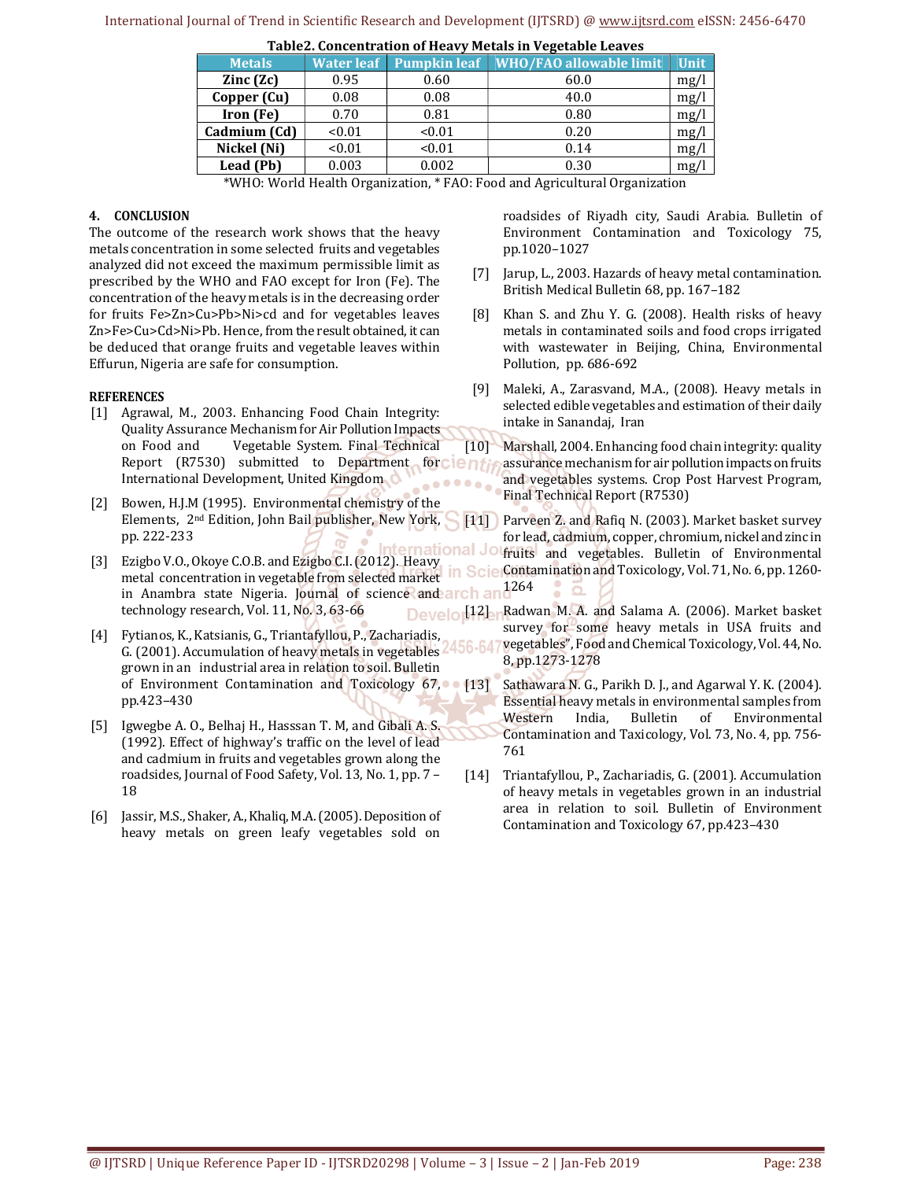**Table2. Concentration of Heavy Metals in Vegetable Leaves**

| Metals | Water leaf | Pumpkin leaf | WHO/FAO allowable limit | Unit |
|---|---|---|---|---|
| **Zinc (Zc)** | 0.95 | 0.60 | 60.0 | mg/l |
| **Copper (Cu)** | 0.08 | 0.08 | 40.0 | mg/l |
| **Iron (Fe)** | 0.70 | 0.81 | 0.80 | mg/l |
| **Cadmium (Cd)** | <0.01 | <0.01 | 0.20 | mg/l |
| **Nickel (Ni)** | <0.01 | <0.01 | 0.14 | mg/l |
| **Lead (Pb)** | 0.003 | 0.002 | 0.30 | mg/l |

*WHO: World Health Organization, * FAO: Food and Agricultural Organization

## 4. CONCLUSION

The outcome of the research work shows that the heavy metals concentration in some selected fruits and vegetables analyzed did not exceed the maximum permissible limit as prescribed by the WHO and FAO except for Iron (Fe). The concentration of the heavy metals is in the decreasing order for fruits Fe>Zn>Cu>Pb>Ni>cd and for vegetables leaves Zn>Fe>Cu>Cd>Ni>Pb. Hence, from the result obtained, it can be deduced that orange fruits and vegetable leaves within Effurun, Nigeria are safe for consumption.

## REFERENCES

[1] Agrawal, M., 2003. Enhancing Food Chain Integrity: Quality Assurance Mechanism for Air Pollution Impacts on Food and Vegetable System. Final Technical Report (R7530) submitted to Department for International Development, United Kingdom

[2] Bowen, H.J.M (1995). Environmental chemistry of the Elements, 2nd Edition, John Bail publisher, New York, pp. 222-233

[3] Ezigbo V.O., Okoye C.O.B. and Ezigbo C.I. (2012). Heavy metal concentration in vegetable from selected market in Anambra state Nigeria. Journal of science and technology research, Vol. 11, No. 3, 63-66

[4] Fytianos, K., Katsianis, G., Triantafyllou, P., Zachariadis, G. (2001). Accumulation of heavy metals in vegetables grown in an industrial area in relation to soil. Bulletin of Environment Contamination and Toxicology 67, pp.423–430

[5] Igwegbe A. O., Belhaj H., Hasssan T. M, and Gibali A. S. (1992). Effect of highway's traffic on the level of lead and cadmium in fruits and vegetables grown along the roadsides, Journal of Food Safety, Vol. 13, No. 1, pp. 7 – 18

[6] Jassir, M.S., Shaker, A., Khaliq, M.A. (2005). Deposition of heavy metals on green leafy vegetables sold on roadsides of Riyadh city, Saudi Arabia. Bulletin of Environment Contamination and Toxicology 75, pp.1020–1027

[7] Jarup, L., 2003. Hazards of heavy metal contamination. British Medical Bulletin 68, pp. 167–182

[8] Khan S. and Zhu Y. G. (2008). Health risks of heavy metals in contaminated soils and food crops irrigated with wastewater in Beijing, China, Environmental Pollution, pp. 686-692

[9] Maleki, A., Zarasvand, M.A., (2008). Heavy metals in selected edible vegetables and estimation of their daily intake in Sanandaj, Iran

[10] Marshall, 2004. Enhancing food chain integrity: quality assurance mechanism for air pollution impacts on fruits and vegetables systems. Crop Post Harvest Program, Final Technical Report (R7530)

[11] Parveen Z. and Rafiq N. (2003). Market basket survey for lead, cadmium, copper, chromium, nickel and zinc in fruits and vegetables. Bulletin of Environmental Contamination and Toxicology, Vol. 71, No. 6, pp. 1260-1264

[12] Radwan M. A. and Salama A. (2006). Market basket survey for some heavy metals in USA fruits and vegetables", Food and Chemical Toxicology, Vol. 44, No. 8, pp.1273-1278

[13] Sathawara N. G., Parikh D. J., and Agarwal Y. K. (2004). Essential heavy metals in environmental samples from Western India, Bulletin of Environmental Contamination and Taxicology, Vol. 73, No. 4, pp. 756-761

[14] Triantafyllou, P., Zachariadis, G. (2001). Accumulation of heavy metals in vegetables grown in an industrial area in relation to soil. Bulletin of Environment Contamination and Toxicology 67, pp.423–430